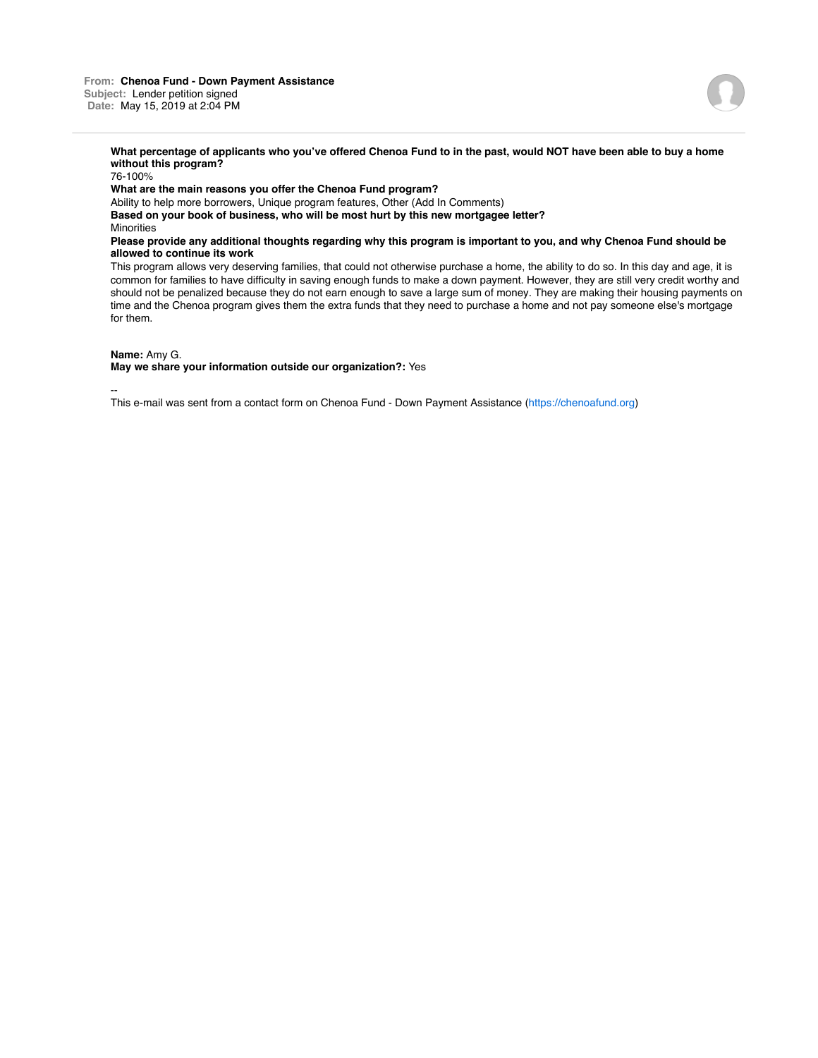**From:** **Chenoa Fund - Down Payment Assistance**
**Subject:** Lender petition signed
**Date:** May 15, 2019 at 2:04 PM

---

**What percentage of applicants who you've offered Chenoa Fund to in the past, would NOT have been able to buy a home without this program?**
76-100%

**What are the main reasons you offer the Chenoa Fund program?**
Ability to help more borrowers, Unique program features, Other (Add In Comments)

**Based on your book of business, who will be most hurt by this new mortgagee letter?**
Minorities

**Please provide any additional thoughts regarding why this program is important to you, and why Chenoa Fund should be allowed to continue its work**
This program allows very deserving families, that could not otherwise purchase a home, the ability to do so. In this day and age, it is common for families to have difficulty in saving enough funds to make a down payment. However, they are still very credit worthy and should not be penalized because they do not earn enough to save a large sum of money. They are making their housing payments on time and the Chenoa program gives them the extra funds that they need to purchase a home and not pay someone else's mortgage for them.

**Name:** Amy G.
**May we share your information outside our organization?:** Yes

--
This e-mail was sent from a contact form on Chenoa Fund - Down Payment Assistance (https://chenoafund.org)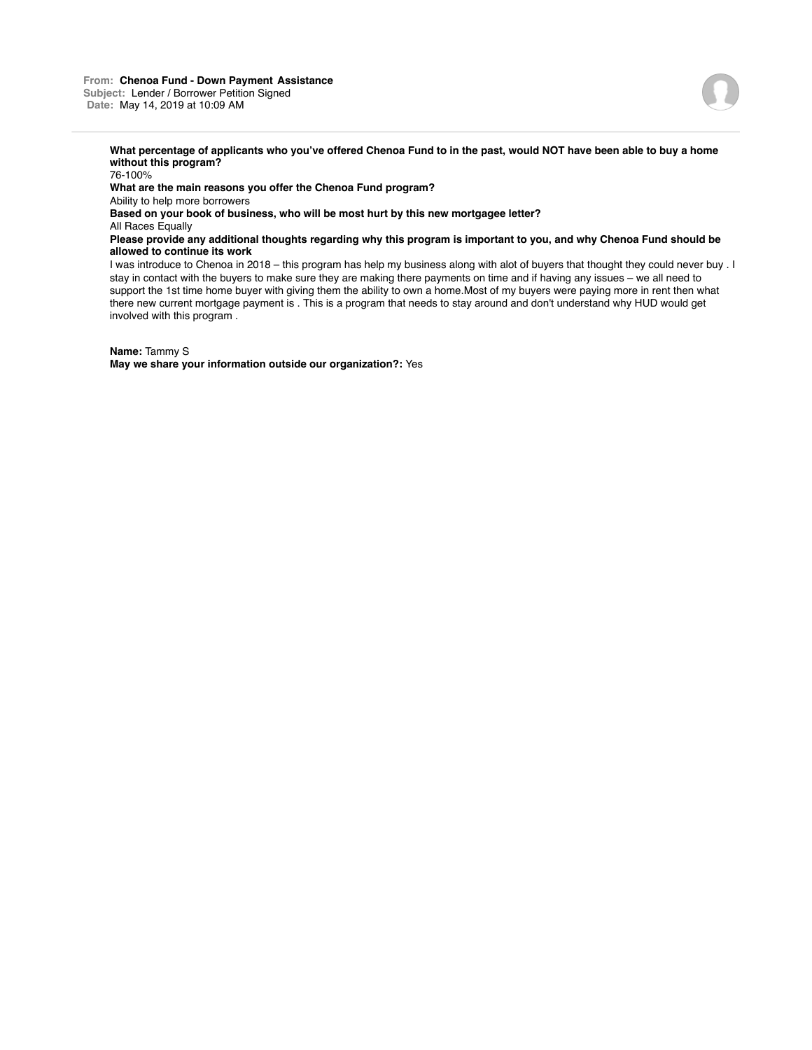**From:** **Chenoa Fund - Down Payment Assistance**
**Subject:** Lender / Borrower Petition Signed
**Date:** May 14, 2019 at 10:09 AM

**What percentage of applicants who you've offered Chenoa Fund to in the past, would NOT have been able to buy a home without this program?**
76-100%
**What are the main reasons you offer the Chenoa Fund program?**
Ability to help more borrowers
**Based on your book of business, who will be most hurt by this new mortgagee letter?**
All Races Equally
**Please provide any additional thoughts regarding why this program is important to you, and why Chenoa Fund should be allowed to continue its work**
I was introduce to Chenoa in 2018 – this program has help my business along with alot of buyers that thought they could never buy . I stay in contact with the buyers to make sure they are making there payments on time and if having any issues – we all need to support the 1st time home buyer with giving them the ability to own a home.Most of my buyers were paying more in rent then what there new current mortgage payment is . This is a program that needs to stay around and don't understand why HUD would get involved with this program .

**Name:** Tammy S
**May we share your information outside our organization?:** Yes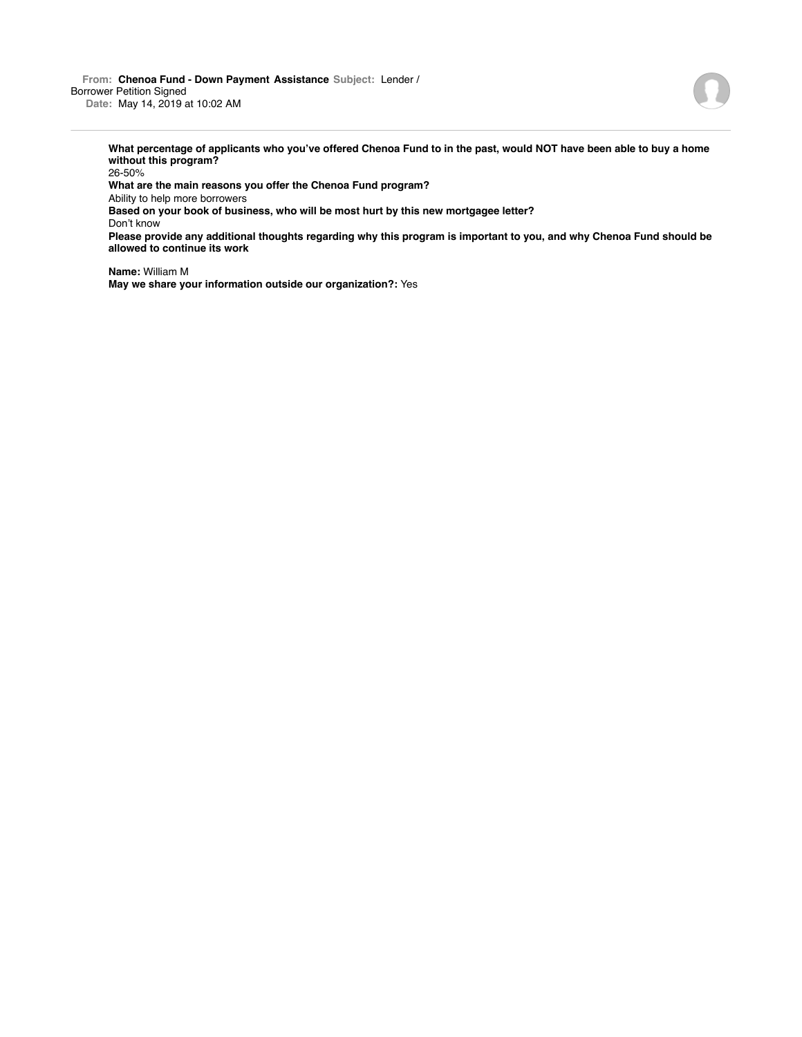**From:** **Chenoa Fund - Down Payment Assistance** **Subject:** Lender / Borrower Petition Signed
**Date:** May 14, 2019 at 10:02 AM

---

**What percentage of applicants who you've offered Chenoa Fund to in the past, would NOT have been able to buy a home without this program?**
26-50%
**What are the main reasons you offer the Chenoa Fund program?**
Ability to help more borrowers
**Based on your book of business, who will be most hurt by this new mortgagee letter?**
Don't know
**Please provide any additional thoughts regarding why this program is important to you, and why Chenoa Fund should be allowed to continue its work**

**Name:** William M
**May we share your information outside our organization?:** Yes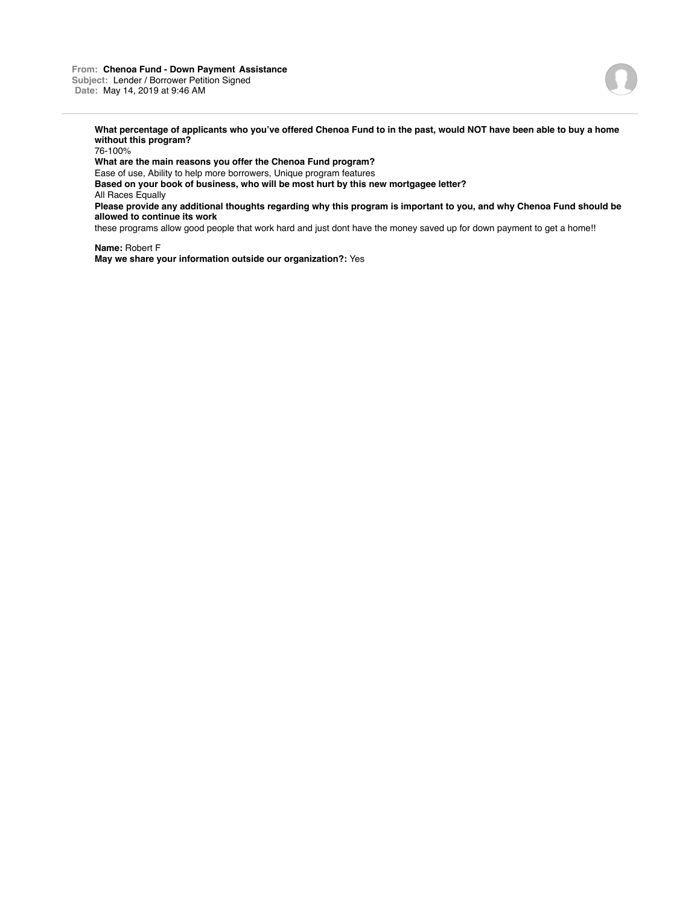**From:** **Chenoa Fund - Down Payment Assistance**
**Subject:** Lender / Borrower Petition Signed
**Date:** May 14, 2019 at 9:46 AM

---

**What percentage of applicants who you've offered Chenoa Fund to in the past, would NOT have been able to buy a home without this program?**
76-100%
**What are the main reasons you offer the Chenoa Fund program?**
Ease of use, Ability to help more borrowers, Unique program features
**Based on your book of business, who will be most hurt by this new mortgagee letter?**
All Races Equally
**Please provide any additional thoughts regarding why this program is important to you, and why Chenoa Fund should be allowed to continue its work**
these programs allow good people that work hard and just dont have the money saved up for down payment to get a home!!

**Name:** Robert F
**May we share your information outside our organization?:** Yes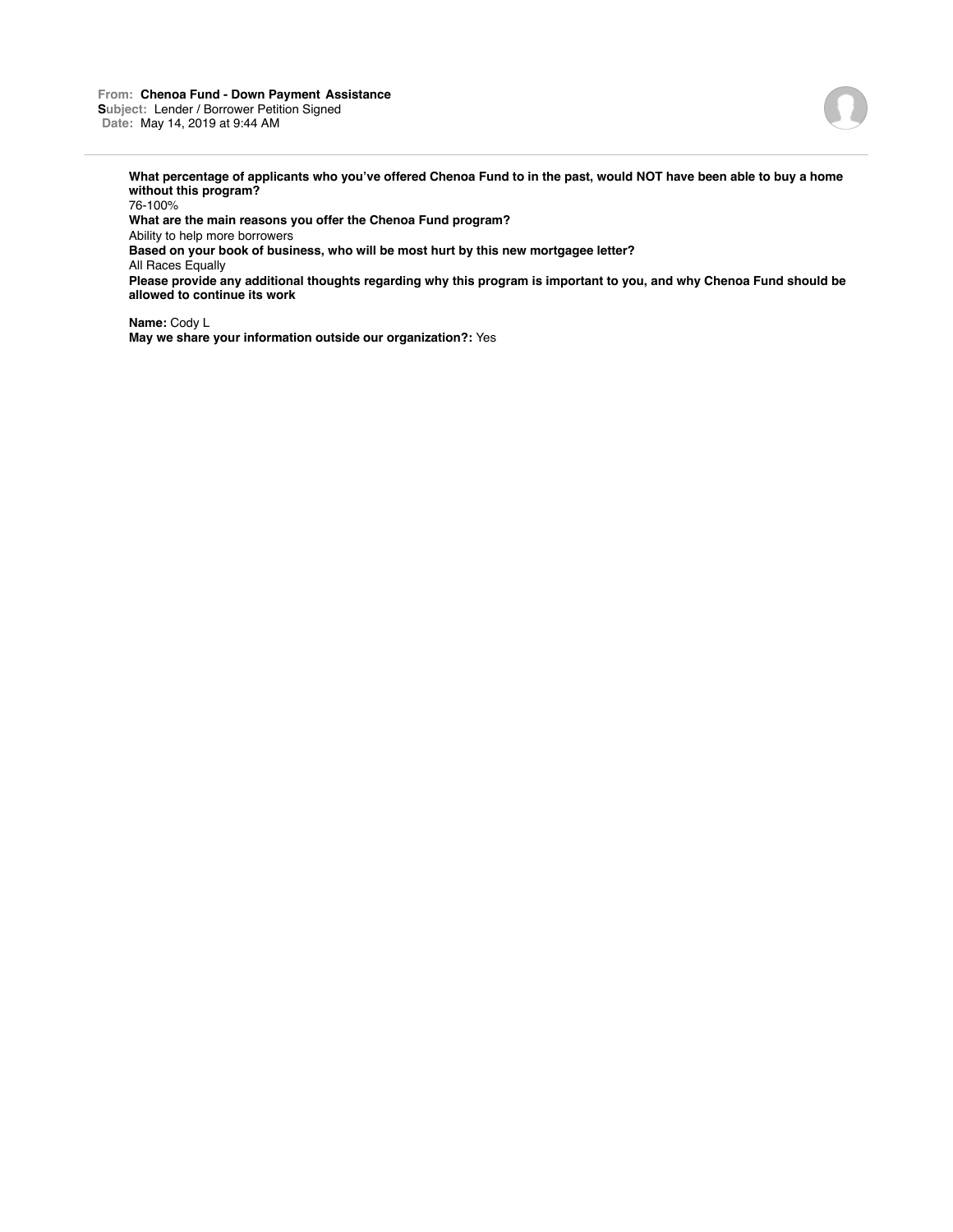**From:** **Chenoa Fund - Down Payment Assistance**
**Subject:** Lender / Borrower Petition Signed
**Date:** May 14, 2019 at 9:44 AM

**What percentage of applicants who you've offered Chenoa Fund to in the past, would NOT have been able to buy a home without this program?**
76-100%
**What are the main reasons you offer the Chenoa Fund program?**
Ability to help more borrowers
**Based on your book of business, who will be most hurt by this new mortgagee letter?**
All Races Equally
**Please provide any additional thoughts regarding why this program is important to you, and why Chenoa Fund should be allowed to continue its work**

**Name:** Cody L
**May we share your information outside our organization?:** Yes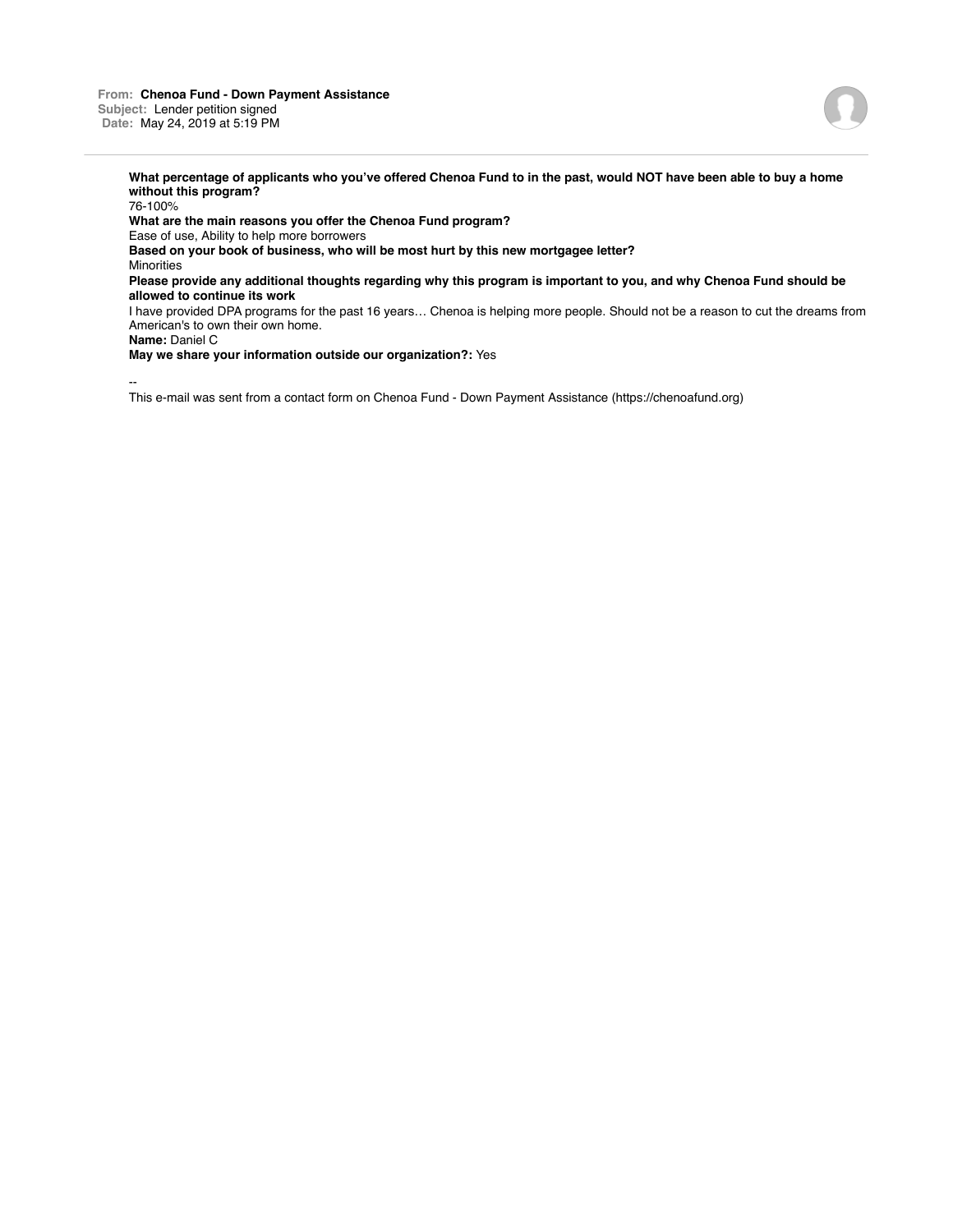**From:** **Chenoa Fund - Down Payment Assistance**
**Subject:** Lender petition signed
**Date:** May 24, 2019 at 5:19 PM

---

**What percentage of applicants who you've offered Chenoa Fund to in the past, would NOT have been able to buy a home without this program?**
76-100%
**What are the main reasons you offer the Chenoa Fund program?**
Ease of use, Ability to help more borrowers
**Based on your book of business, who will be most hurt by this new mortgagee letter?**
Minorities
**Please provide any additional thoughts regarding why this program is important to you, and why Chenoa Fund should be allowed to continue its work**
I have provided DPA programs for the past 16 years… Chenoa is helping more people. Should not be a reason to cut the dreams from American's to own their own home.
**Name:** Daniel C
**May we share your information outside our organization?:** Yes

--
This e-mail was sent from a contact form on Chenoa Fund - Down Payment Assistance (https://chenoafund.org)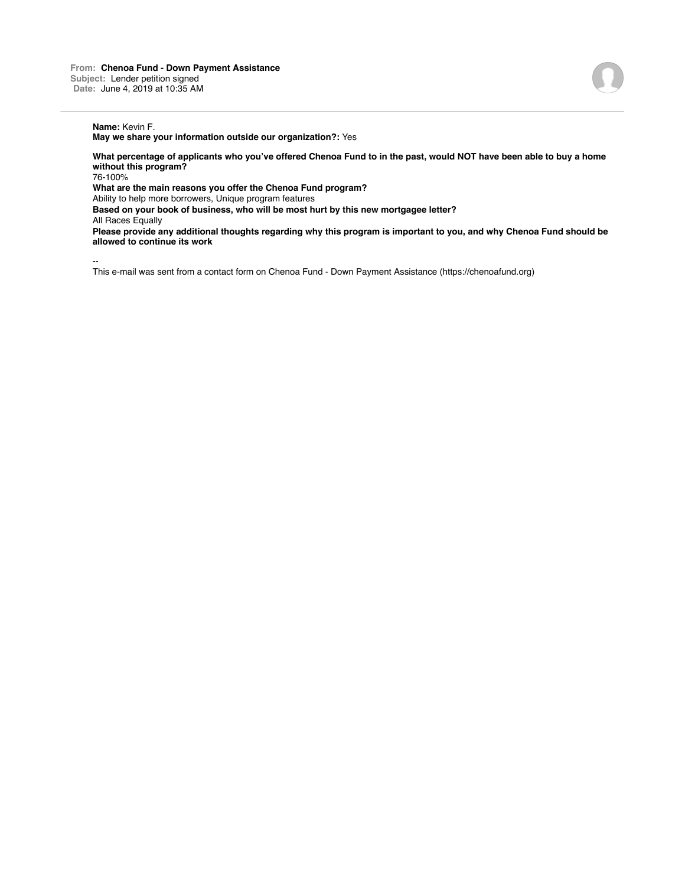**From:** Chenoa Fund - Down Payment Assistance
**Subject:** Lender petition signed
**Date:** June 4, 2019 at 10:35 AM

**Name:** Kevin F.
**May we share your information outside our organization?:** Yes

**What percentage of applicants who you've offered Chenoa Fund to in the past, would NOT have been able to buy a home without this program?**
76-100%
**What are the main reasons you offer the Chenoa Fund program?**
Ability to help more borrowers, Unique program features
**Based on your book of business, who will be most hurt by this new mortgagee letter?**
All Races Equally
**Please provide any additional thoughts regarding why this program is important to you, and why Chenoa Fund should be allowed to continue its work**

--
This e-mail was sent from a contact form on Chenoa Fund - Down Payment Assistance (https://chenoafund.org)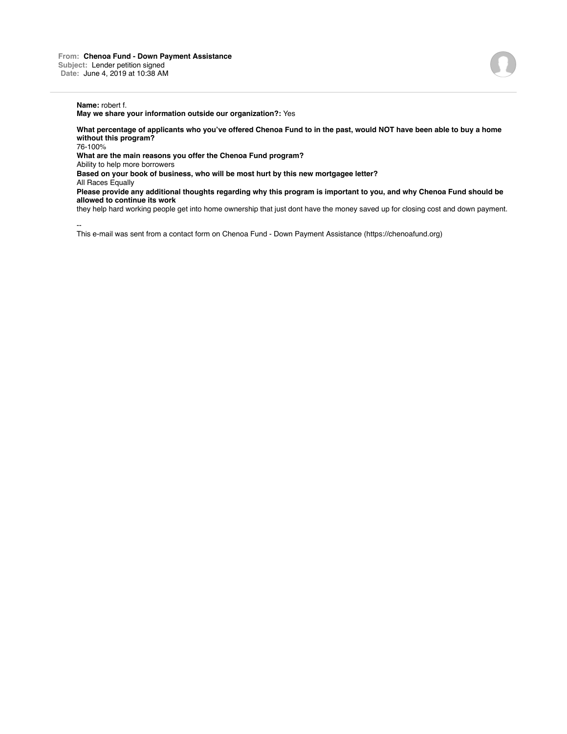**From:** **Chenoa Fund - Down Payment Assistance**
**Subject:** Lender petition signed
**Date:** June 4, 2019 at 10:38 AM

**Name:** robert f.
**May we share your information outside our organization?:** Yes

**What percentage of applicants who you've offered Chenoa Fund to in the past, would NOT have been able to buy a home without this program?**
76-100%
**What are the main reasons you offer the Chenoa Fund program?**
Ability to help more borrowers
**Based on your book of business, who will be most hurt by this new mortgagee letter?**
All Races Equally
**Please provide any additional thoughts regarding why this program is important to you, and why Chenoa Fund should be allowed to continue its work**
they help hard working people get into home ownership that just dont have the money saved up for closing cost and down payment.

--
This e-mail was sent from a contact form on Chenoa Fund - Down Payment Assistance (https://chenoafund.org)